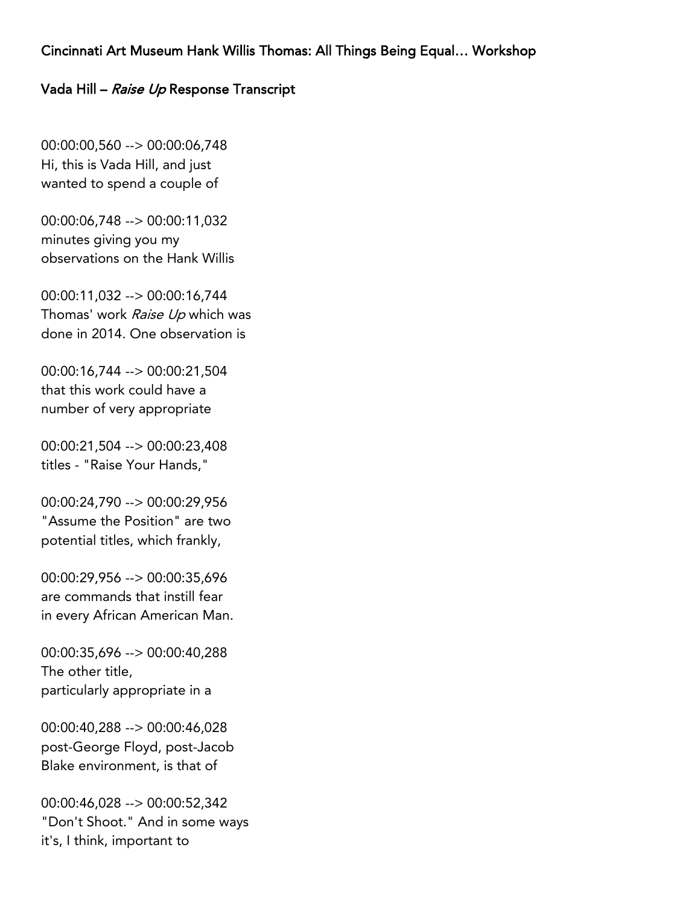Cincinnati Art Museum Hank Willis Thomas: All Things Being Equal… Workshop

Vada Hill – *Raise Up* Response Transcript

00:00:00,560 --> 00:00:06,748
Hi, this is Vada Hill, and just
wanted to spend a couple of

00:00:06,748 --> 00:00:11,032
minutes giving you my
observations on the Hank Willis

00:00:11,032 --> 00:00:16,744
Thomas' work *Raise Up* which was
done in 2014. One observation is

00:00:16,744 --> 00:00:21,504
that this work could have a
number of very appropriate

00:00:21,504 --> 00:00:23,408
titles - "Raise Your Hands,"

00:00:24,790 --> 00:00:29,956
"Assume the Position" are two
potential titles, which frankly,

00:00:29,956 --> 00:00:35,696
are commands that instill fear
in every African American Man.

00:00:35,696 --> 00:00:40,288
The other title,
particularly appropriate in a

00:00:40,288 --> 00:00:46,028
post-George Floyd, post-Jacob
Blake environment, is that of

00:00:46,028 --> 00:00:52,342
"Don't Shoot." And in some ways
it's, I think, important to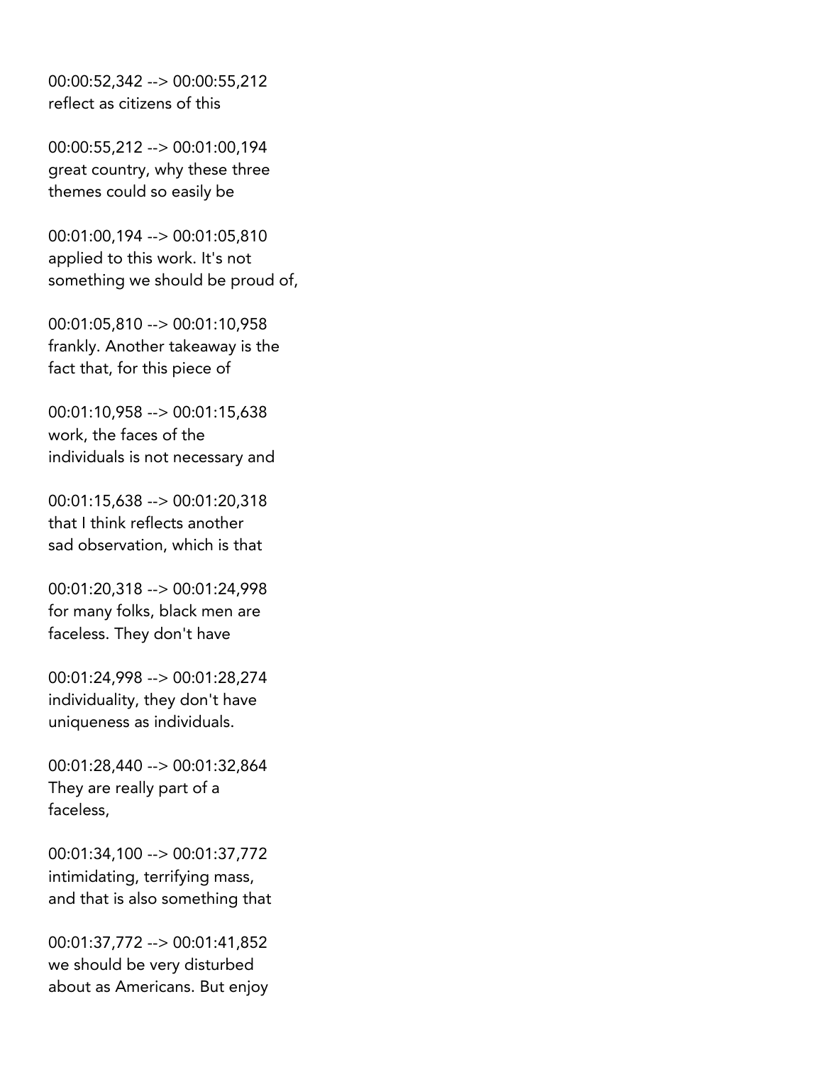00:00:52,342 --> 00:00:55,212
reflect as citizens of this

00:00:55,212 --> 00:01:00,194
great country, why these three
themes could so easily be

00:01:00,194 --> 00:01:05,810
applied to this work. It's not
something we should be proud of,

00:01:05,810 --> 00:01:10,958
frankly. Another takeaway is the
fact that, for this piece of

00:01:10,958 --> 00:01:15,638
work, the faces of the
individuals is not necessary and

00:01:15,638 --> 00:01:20,318
that I think reflects another
sad observation, which is that

00:01:20,318 --> 00:01:24,998
for many folks, black men are
faceless. They don't have

00:01:24,998 --> 00:01:28,274
individuality, they don't have
uniqueness as individuals.

00:01:28,440 --> 00:01:32,864
They are really part of a
faceless,

00:01:34,100 --> 00:01:37,772
intimidating, terrifying mass,
and that is also something that

00:01:37,772 --> 00:01:41,852
we should be very disturbed
about as Americans. But enjoy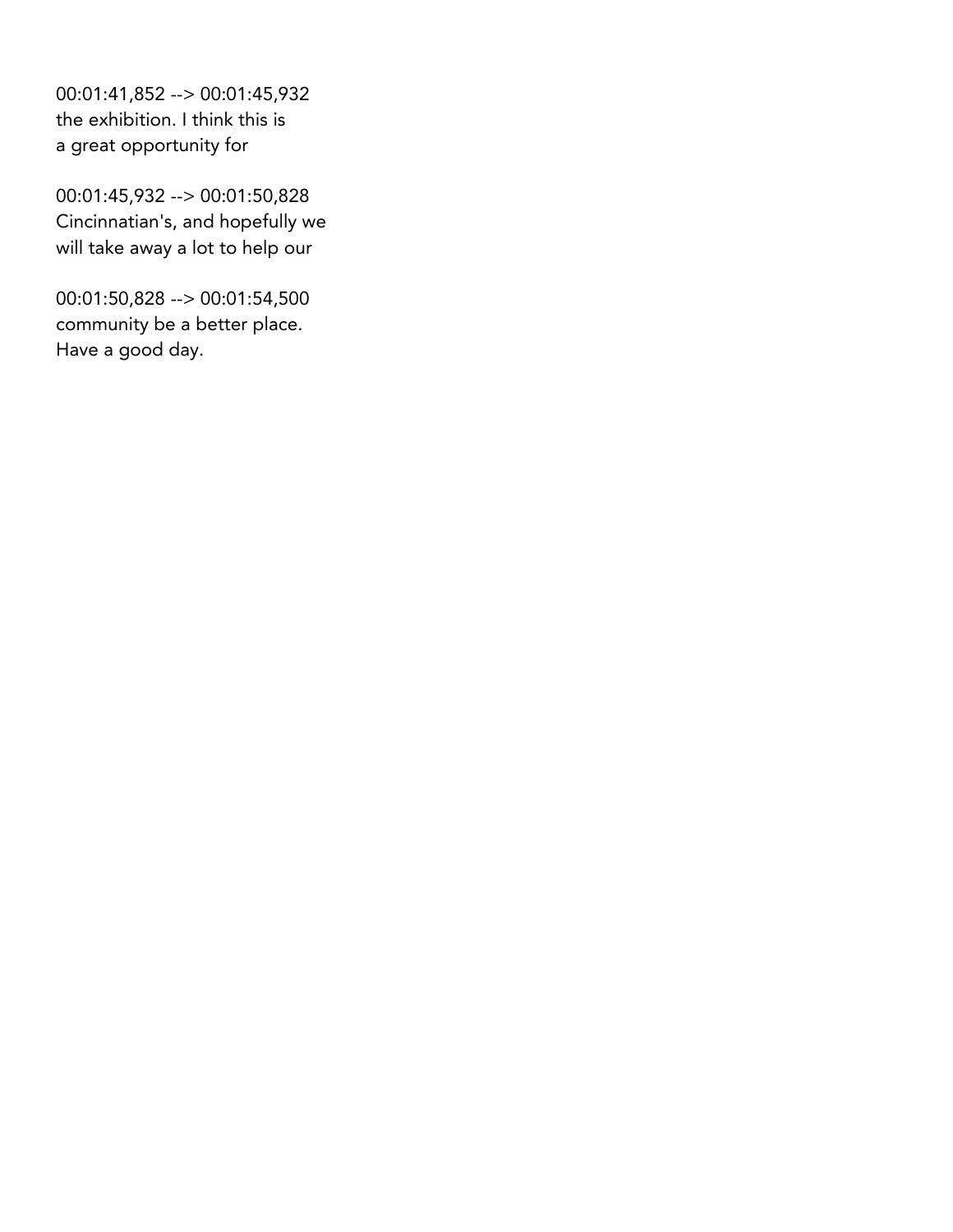00:01:41,852 --> 00:01:45,932
the exhibition. I think this is
a great opportunity for

00:01:45,932 --> 00:01:50,828
Cincinnatian's, and hopefully we
will take away a lot to help our

00:01:50,828 --> 00:01:54,500
community be a better place.
Have a good day.